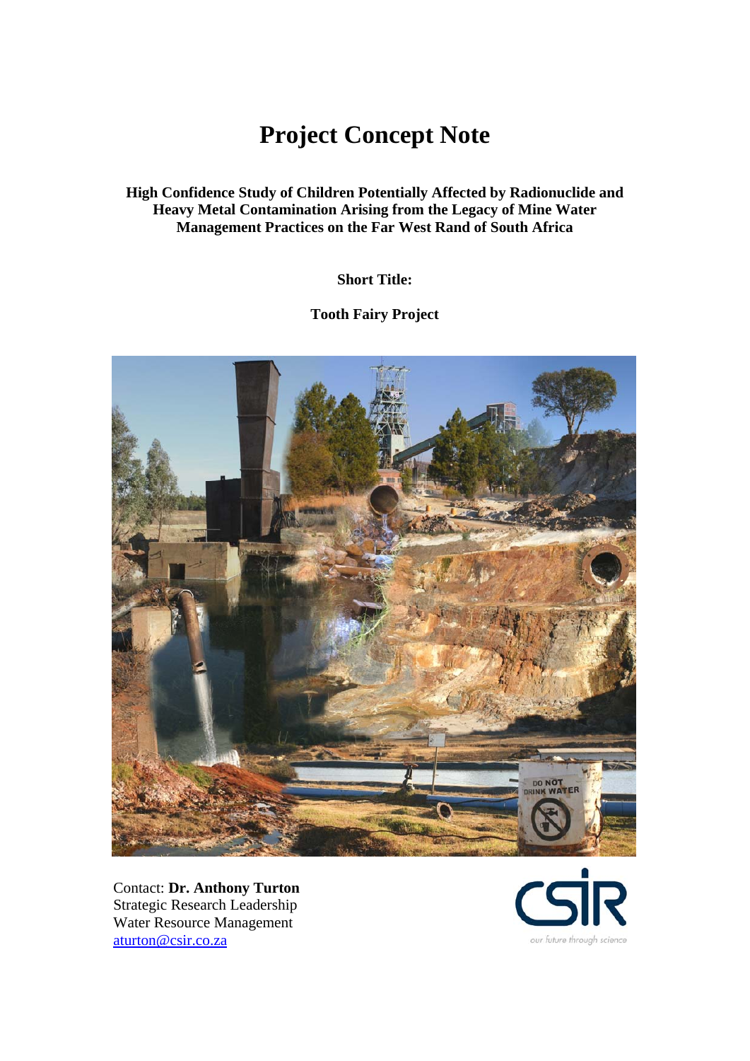# Project Concept Note

**High Confidence Study of Children Potentially Affected by Radionuclide and Heavy Metal Contamination Arising from the Legacy of Mine Water Management Practices on the Far West Rand of South Africa**

**Short Title:**

**Tooth Fairy Project**

Contact: **Dr. Anthony Turton**
Strategic Research Leadership
Water Resource Management
aturton@csir.co.za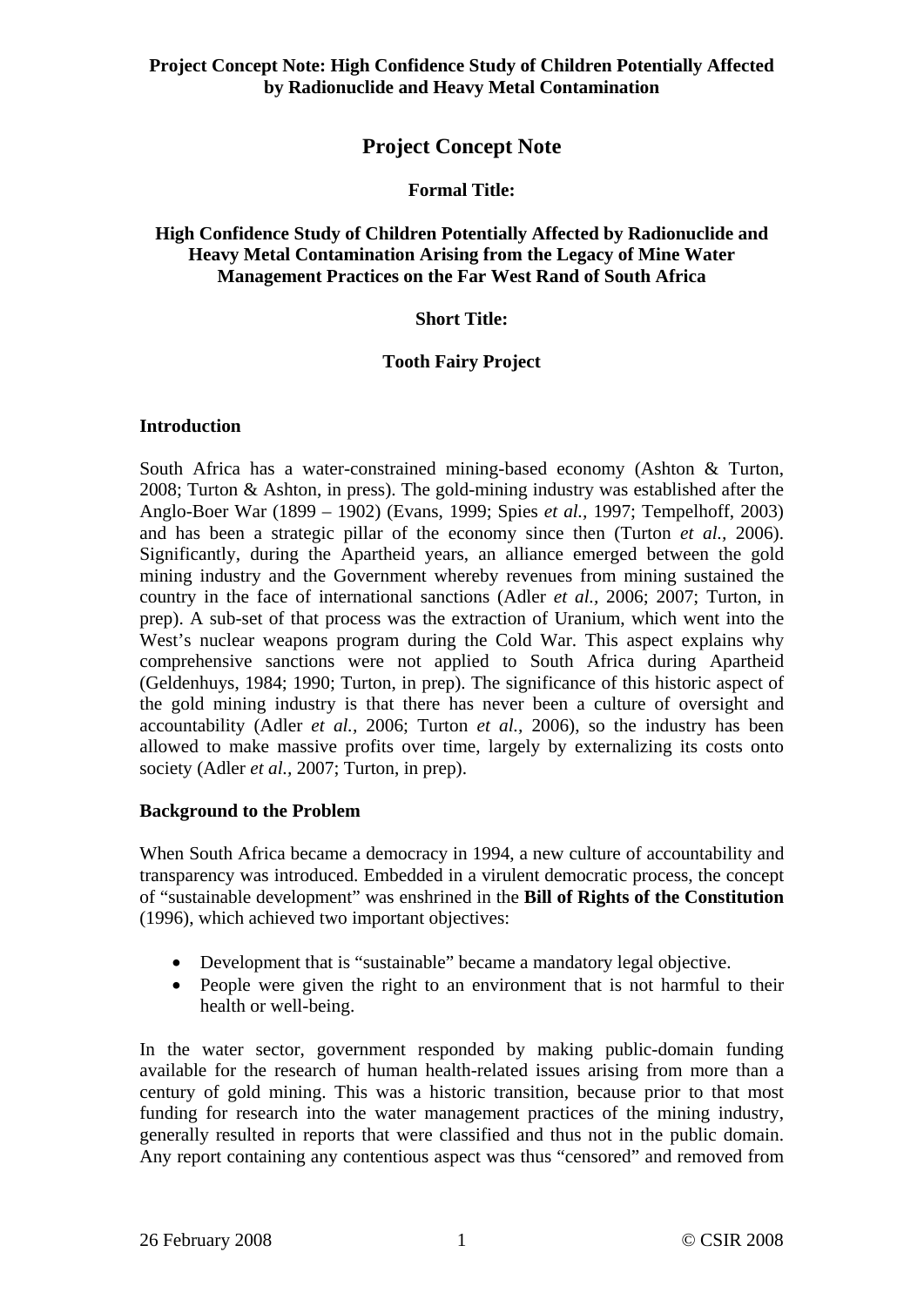# Project Concept Note

**Formal Title:**

**High Confidence Study of Children Potentially Affected by Radionuclide and Heavy Metal Contamination Arising from the Legacy of Mine Water Management Practices on the Far West Rand of South Africa**

**Short Title:**

**Tooth Fairy Project**

## Introduction

South Africa has a water-constrained mining-based economy (Ashton & Turton, 2008; Turton & Ashton, in press). The gold-mining industry was established after the Anglo-Boer War (1899 – 1902) (Evans, 1999; Spies *et al.,* 1997; Tempelhoff, 2003) and has been a strategic pillar of the economy since then (Turton *et al.,* 2006). Significantly, during the Apartheid years, an alliance emerged between the gold mining industry and the Government whereby revenues from mining sustained the country in the face of international sanctions (Adler *et al.,* 2006; 2007; Turton, in prep). A sub-set of that process was the extraction of Uranium, which went into the West's nuclear weapons program during the Cold War. This aspect explains why comprehensive sanctions were not applied to South Africa during Apartheid (Geldenhuys, 1984; 1990; Turton, in prep). The significance of this historic aspect of the gold mining industry is that there has never been a culture of oversight and accountability (Adler *et al.,* 2006; Turton *et al.,* 2006), so the industry has been allowed to make massive profits over time, largely by externalizing its costs onto society (Adler *et al.,* 2007; Turton, in prep).

## Background to the Problem

When South Africa became a democracy in 1994, a new culture of accountability and transparency was introduced. Embedded in a virulent democratic process, the concept of "sustainable development" was enshrined in the **Bill of Rights of the Constitution** (1996), which achieved two important objectives:

- Development that is "sustainable" became a mandatory legal objective.
- People were given the right to an environment that is not harmful to their health or well-being.

In the water sector, government responded by making public-domain funding available for the research of human health-related issues arising from more than a century of gold mining. This was a historic transition, because prior to that most funding for research into the water management practices of the mining industry, generally resulted in reports that were classified and thus not in the public domain. Any report containing any contentious aspect was thus "censored" and removed from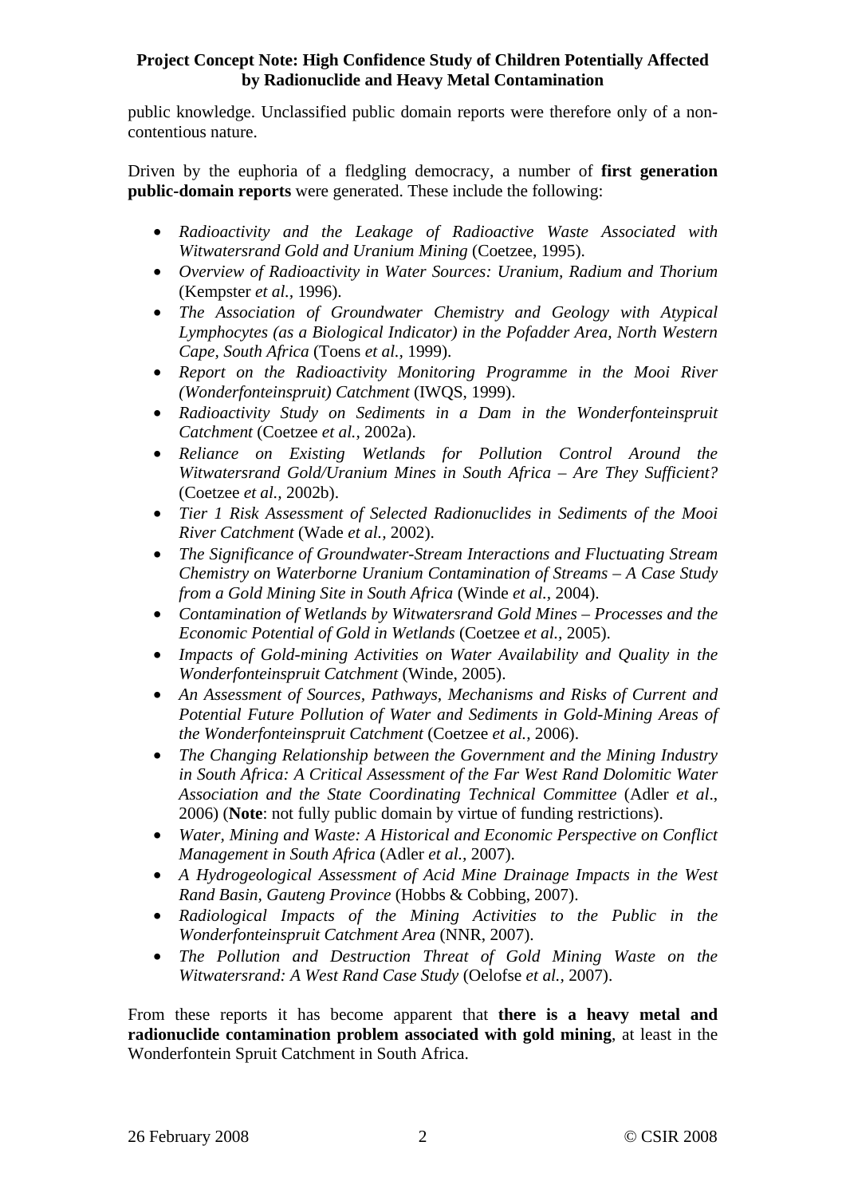public knowledge. Unclassified public domain reports were therefore only of a non-contentious nature.

Driven by the euphoria of a fledgling democracy, a number of **first generation public-domain reports** were generated. These include the following:

- *Radioactivity and the Leakage of Radioactive Waste Associated with Witwatersrand Gold and Uranium Mining* (Coetzee, 1995).
- *Overview of Radioactivity in Water Sources: Uranium, Radium and Thorium* (Kempster *et al.*, 1996).
- *The Association of Groundwater Chemistry and Geology with Atypical Lymphocytes (as a Biological Indicator) in the Pofadder Area, North Western Cape, South Africa* (Toens *et al.*, 1999).
- *Report on the Radioactivity Monitoring Programme in the Mooi River (Wonderfonteinspruit) Catchment* (IWQS, 1999).
- *Radioactivity Study on Sediments in a Dam in the Wonderfonteinspruit Catchment* (Coetzee *et al.*, 2002a).
- *Reliance on Existing Wetlands for Pollution Control Around the Witwatersrand Gold/Uranium Mines in South Africa – Are They Sufficient?* (Coetzee *et al.*, 2002b).
- *Tier 1 Risk Assessment of Selected Radionuclides in Sediments of the Mooi River Catchment* (Wade *et al.*, 2002).
- *The Significance of Groundwater-Stream Interactions and Fluctuating Stream Chemistry on Waterborne Uranium Contamination of Streams – A Case Study from a Gold Mining Site in South Africa* (Winde *et al.*, 2004).
- *Contamination of Wetlands by Witwatersrand Gold Mines – Processes and the Economic Potential of Gold in Wetlands* (Coetzee *et al.*, 2005).
- *Impacts of Gold-mining Activities on Water Availability and Quality in the Wonderfonteinspruit Catchment* (Winde, 2005).
- *An Assessment of Sources, Pathways, Mechanisms and Risks of Current and Potential Future Pollution of Water and Sediments in Gold-Mining Areas of the Wonderfonteinspruit Catchment* (Coetzee *et al.*, 2006).
- *The Changing Relationship between the Government and the Mining Industry in South Africa: A Critical Assessment of the Far West Rand Dolomitic Water Association and the State Coordinating Technical Committee* (Adler *et al*., 2006) (**Note**: not fully public domain by virtue of funding restrictions).
- *Water, Mining and Waste: A Historical and Economic Perspective on Conflict Management in South Africa* (Adler *et al.*, 2007).
- *A Hydrogeological Assessment of Acid Mine Drainage Impacts in the West Rand Basin, Gauteng Province* (Hobbs & Cobbing, 2007).
- *Radiological Impacts of the Mining Activities to the Public in the Wonderfonteinspruit Catchment Area* (NNR, 2007).
- *The Pollution and Destruction Threat of Gold Mining Waste on the Witwatersrand: A West Rand Case Study* (Oelofse *et al.*, 2007).

From these reports it has become apparent that **there is a heavy metal and radionuclide contamination problem associated with gold mining**, at least in the Wonderfontein Spruit Catchment in South Africa.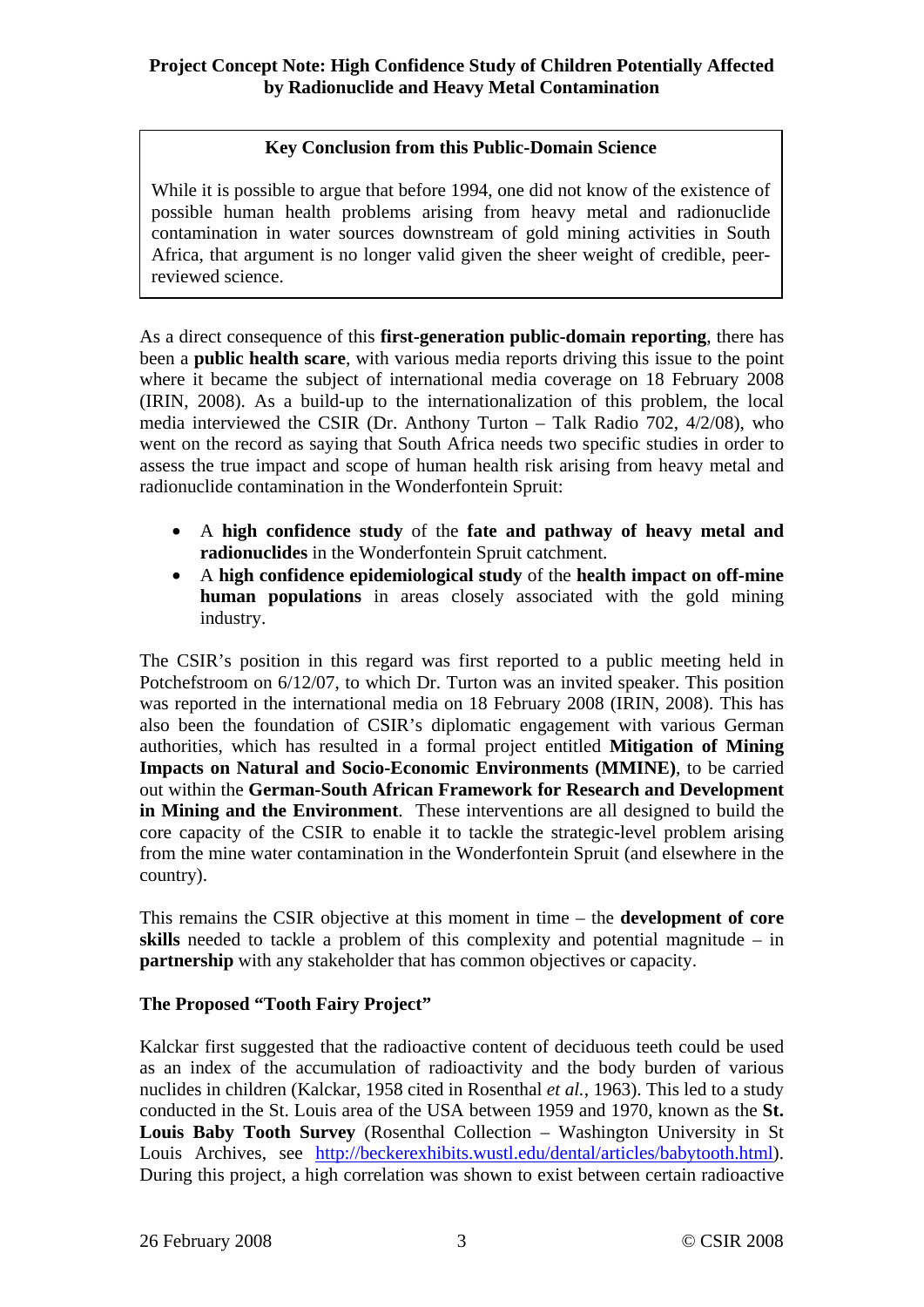**Project Concept Note: High Confidence Study of Children Potentially Affected by Radionuclide and Heavy Metal Contamination**

> **Key Conclusion from this Public-Domain Science**
>
> While it is possible to argue that before 1994, one did not know of the existence of possible human health problems arising from heavy metal and radionuclide contamination in water sources downstream of gold mining activities in South Africa, that argument is no longer valid given the sheer weight of credible, peer-reviewed science.

As a direct consequence of this **first-generation public-domain reporting**, there has been a **public health scare**, with various media reports driving this issue to the point where it became the subject of international media coverage on 18 February 2008 (IRIN, 2008). As a build-up to the internationalization of this problem, the local media interviewed the CSIR (Dr. Anthony Turton – Talk Radio 702, 4/2/08), who went on the record as saying that South Africa needs two specific studies in order to assess the true impact and scope of human health risk arising from heavy metal and radionuclide contamination in the Wonderfontein Spruit:

- A **high confidence study** of the **fate and pathway of heavy metal and radionuclides** in the Wonderfontein Spruit catchment.
- A **high confidence epidemiological study** of the **health impact on off-mine human populations** in areas closely associated with the gold mining industry.

The CSIR's position in this regard was first reported to a public meeting held in Potchefstroom on 6/12/07, to which Dr. Turton was an invited speaker. This position was reported in the international media on 18 February 2008 (IRIN, 2008). This has also been the foundation of CSIR's diplomatic engagement with various German authorities, which has resulted in a formal project entitled **Mitigation of Mining Impacts on Natural and Socio-Economic Environments (MMINE)**, to be carried out within the **German-South African Framework for Research and Development in Mining and the Environment**. These interventions are all designed to build the core capacity of the CSIR to enable it to tackle the strategic-level problem arising from the mine water contamination in the Wonderfontein Spruit (and elsewhere in the country).

This remains the CSIR objective at this moment in time – the **development of core skills** needed to tackle a problem of this complexity and potential magnitude – in **partnership** with any stakeholder that has common objectives or capacity.

**The Proposed "Tooth Fairy Project"**

Kalckar first suggested that the radioactive content of deciduous teeth could be used as an index of the accumulation of radioactivity and the body burden of various nuclides in children (Kalckar, 1958 cited in Rosenthal *et al.*, 1963). This led to a study conducted in the St. Louis area of the USA between 1959 and 1970, known as the **St. Louis Baby Tooth Survey** (Rosenthal Collection – Washington University in St Louis Archives, see http://beckerexhibits.wustl.edu/dental/articles/babytooth.html). During this project, a high correlation was shown to exist between certain radioactive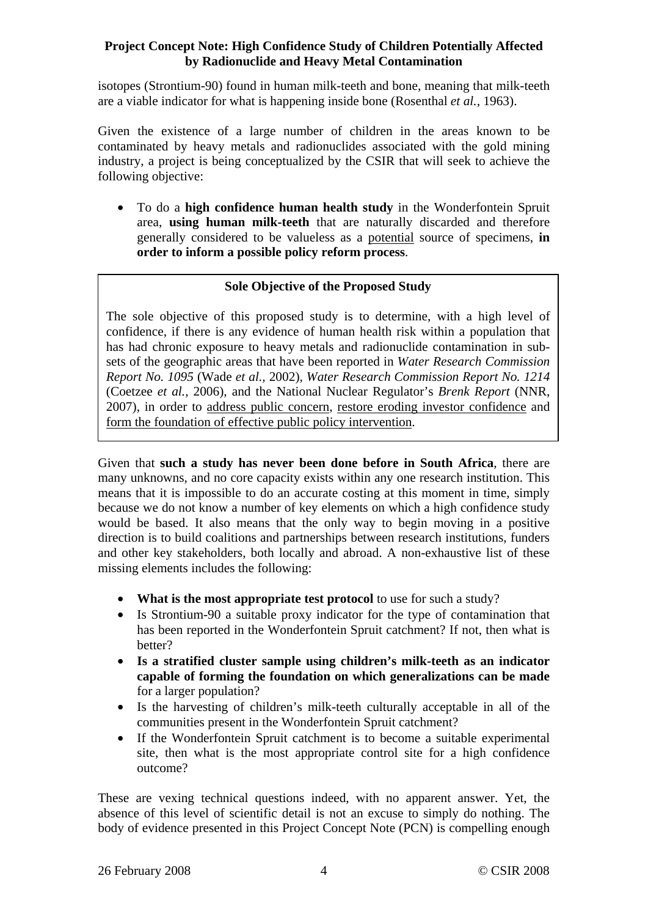isotopes (Strontium-90) found in human milk-teeth and bone, meaning that milk-teeth are a viable indicator for what is happening inside bone (Rosenthal *et al.*, 1963).

Given the existence of a large number of children in the areas known to be contaminated by heavy metals and radionuclides associated with the gold mining industry, a project is being conceptualized by the CSIR that will seek to achieve the following objective:

- To do a **high confidence human health study** in the Wonderfontein Spruit area, **using human milk-teeth** that are naturally discarded and therefore generally considered to be valueless as a <u>potential</u> source of specimens, **in order to inform a possible policy reform process**.

> **Sole Objective of the Proposed Study**
>
> The sole objective of this proposed study is to determine, with a high level of confidence, if there is any evidence of human health risk within a population that has had chronic exposure to heavy metals and radionuclide contamination in sub-sets of the geographic areas that have been reported in *Water Research Commission Report No. 1095* (Wade *et al.*, 2002), *Water Research Commission Report No. 1214* (Coetzee *et al.*, 2006), and the National Nuclear Regulator's *Brenk Report* (NNR, 2007), in order to <u>address public concern</u>, <u>restore eroding investor confidence</u> and <u>form the foundation of effective public policy intervention</u>.

Given that **such a study has never been done before in South Africa**, there are many unknowns, and no core capacity exists within any one research institution. This means that it is impossible to do an accurate costing at this moment in time, simply because we do not know a number of key elements on which a high confidence study would be based. It also means that the only way to begin moving in a positive direction is to build coalitions and partnerships between research institutions, funders and other key stakeholders, both locally and abroad. A non-exhaustive list of these missing elements includes the following:

- **What is the most appropriate test protocol** to use for such a study?
- Is Strontium-90 a suitable proxy indicator for the type of contamination that has been reported in the Wonderfontein Spruit catchment? If not, then what is better?
- **Is a stratified cluster sample using children's milk-teeth as an indicator capable of forming the foundation on which generalizations can be made** for a larger population?
- Is the harvesting of children's milk-teeth culturally acceptable in all of the communities present in the Wonderfontein Spruit catchment?
- If the Wonderfontein Spruit catchment is to become a suitable experimental site, then what is the most appropriate control site for a high confidence outcome?

These are vexing technical questions indeed, with no apparent answer. Yet, the absence of this level of scientific detail is not an excuse to simply do nothing. The body of evidence presented in this Project Concept Note (PCN) is compelling enough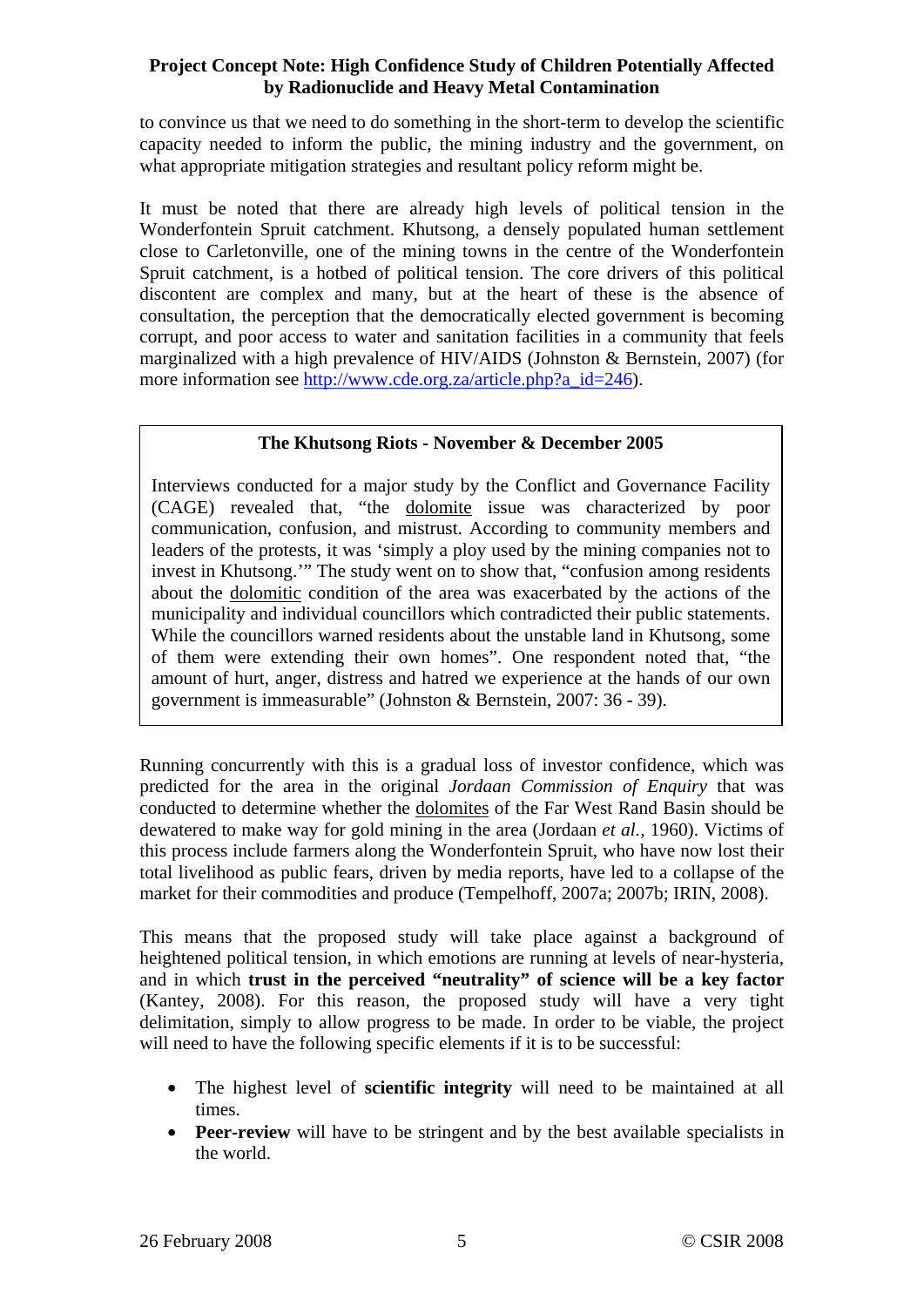to convince us that we need to do something in the short-term to develop the scientific capacity needed to inform the public, the mining industry and the government, on what appropriate mitigation strategies and resultant policy reform might be.

It must be noted that there are already high levels of political tension in the Wonderfontein Spruit catchment. Khutsong, a densely populated human settlement close to Carletonville, one of the mining towns in the centre of the Wonderfontein Spruit catchment, is a hotbed of political tension. The core drivers of this political discontent are complex and many, but at the heart of these is the absence of consultation, the perception that the democratically elected government is becoming corrupt, and poor access to water and sanitation facilities in a community that feels marginalized with a high prevalence of HIV/AIDS (Johnston & Bernstein, 2007) (for more information see http://www.cde.org.za/article.php?a_id=246).

> **The Khutsong Riots - November & December 2005**
>
> Interviews conducted for a major study by the Conflict and Governance Facility (CAGE) revealed that, "the dolomite issue was characterized by poor communication, confusion, and mistrust. According to community members and leaders of the protests, it was 'simply a ploy used by the mining companies not to invest in Khutsong.'" The study went on to show that, "confusion among residents about the dolomitic condition of the area was exacerbated by the actions of the municipality and individual councillors which contradicted their public statements. While the councillors warned residents about the unstable land in Khutsong, some of them were extending their own homes". One respondent noted that, "the amount of hurt, anger, distress and hatred we experience at the hands of our own government is immeasurable" (Johnston & Bernstein, 2007: 36 - 39).

Running concurrently with this is a gradual loss of investor confidence, which was predicted for the area in the original *Jordaan Commission of Enquiry* that was conducted to determine whether the dolomites of the Far West Rand Basin should be dewatered to make way for gold mining in the area (Jordaan *et al.*, 1960). Victims of this process include farmers along the Wonderfontein Spruit, who have now lost their total livelihood as public fears, driven by media reports, have led to a collapse of the market for their commodities and produce (Tempelhoff, 2007a; 2007b; IRIN, 2008).

This means that the proposed study will take place against a background of heightened political tension, in which emotions are running at levels of near-hysteria, and in which **trust in the perceived "neutrality" of science will be a key factor** (Kantey, 2008). For this reason, the proposed study will have a very tight delimitation, simply to allow progress to be made. In order to be viable, the project will need to have the following specific elements if it is to be successful:

- The highest level of **scientific integrity** will need to be maintained at all times.
- **Peer-review** will have to be stringent and by the best available specialists in the world.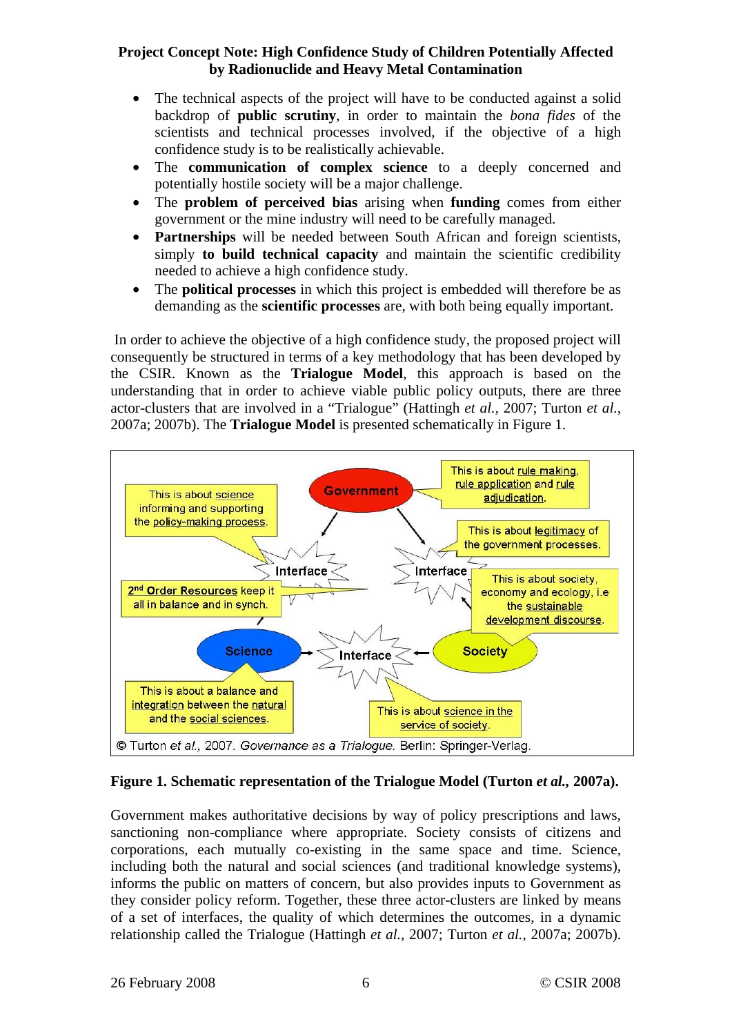- The technical aspects of the project will have to be conducted against a solid backdrop of **public scrutiny**, in order to maintain the *bona fides* of the scientists and technical processes involved, if the objective of a high confidence study is to be realistically achievable.
- The **communication of complex science** to a deeply concerned and potentially hostile society will be a major challenge.
- The **problem of perceived bias** arising when **funding** comes from either government or the mine industry will need to be carefully managed.
- **Partnerships** will be needed between South African and foreign scientists, simply **to build technical capacity** and maintain the scientific credibility needed to achieve a high confidence study.
- The **political processes** in which this project is embedded will therefore be as demanding as the **scientific processes** are, with both being equally important.

In order to achieve the objective of a high confidence study, the proposed project will consequently be structured in terms of a key methodology that has been developed by the CSIR. Known as the **Trialogue Model**, this approach is based on the understanding that in order to achieve viable public policy outputs, there are three actor-clusters that are involved in a "Trialogue" (Hattingh *et al.*, 2007; Turton *et al.*, 2007a; 2007b). The **Trialogue Model** is presented schematically in Figure 1.

**Figure 1. Schematic representation of the Trialogue Model (Turton *et al.*, 2007a).**

Government makes authoritative decisions by way of policy prescriptions and laws, sanctioning non-compliance where appropriate. Society consists of citizens and corporations, each mutually co-existing in the same space and time. Science, including both the natural and social sciences (and traditional knowledge systems), informs the public on matters of concern, but also provides inputs to Government as they consider policy reform. Together, these three actor-clusters are linked by means of a set of interfaces, the quality of which determines the outcomes, in a dynamic relationship called the Trialogue (Hattingh *et al.*, 2007; Turton *et al.*, 2007a; 2007b).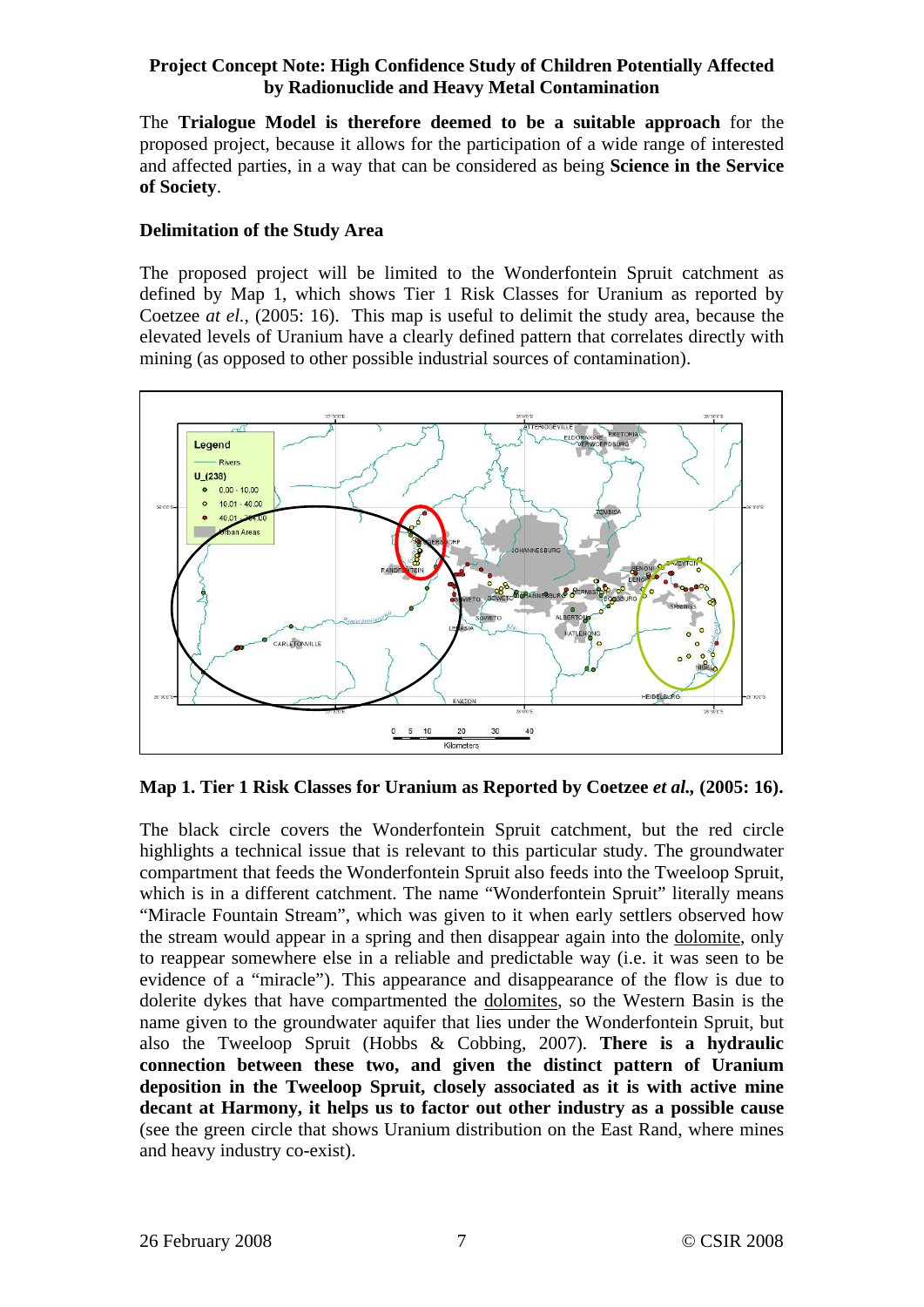The **Trialogue Model is therefore deemed to be a suitable approach** for the proposed project, because it allows for the participation of a wide range of interested and affected parties, in a way that can be considered as being **Science in the Service of Society**.

### Delimitation of the Study Area

The proposed project will be limited to the Wonderfontein Spruit catchment as defined by Map 1, which shows Tier 1 Risk Classes for Uranium as reported by Coetzee *at el.*, (2005: 16). This map is useful to delimit the study area, because the elevated levels of Uranium have a clearly defined pattern that correlates directly with mining (as opposed to other possible industrial sources of contamination).

**Map 1. Tier 1 Risk Classes for Uranium as Reported by Coetzee *et al.*, (2005: 16).**

The black circle covers the Wonderfontein Spruit catchment, but the red circle highlights a technical issue that is relevant to this particular study. The groundwater compartment that feeds the Wonderfontein Spruit also feeds into the Tweeloop Spruit, which is in a different catchment. The name "Wonderfontein Spruit" literally means "Miracle Fountain Stream", which was given to it when early settlers observed how the stream would appear in a spring and then disappear again into the dolomite, only to reappear somewhere else in a reliable and predictable way (i.e. it was seen to be evidence of a "miracle"). This appearance and disappearance of the flow is due to dolerite dykes that have compartmented the dolomites, so the Western Basin is the name given to the groundwater aquifer that lies under the Wonderfontein Spruit, but also the Tweeloop Spruit (Hobbs & Cobbing, 2007). **There is a hydraulic connection between these two, and given the distinct pattern of Uranium deposition in the Tweeloop Spruit, closely associated as it is with active mine decant at Harmony, it helps us to factor out other industry as a possible cause** (see the green circle that shows Uranium distribution on the East Rand, where mines and heavy industry co-exist).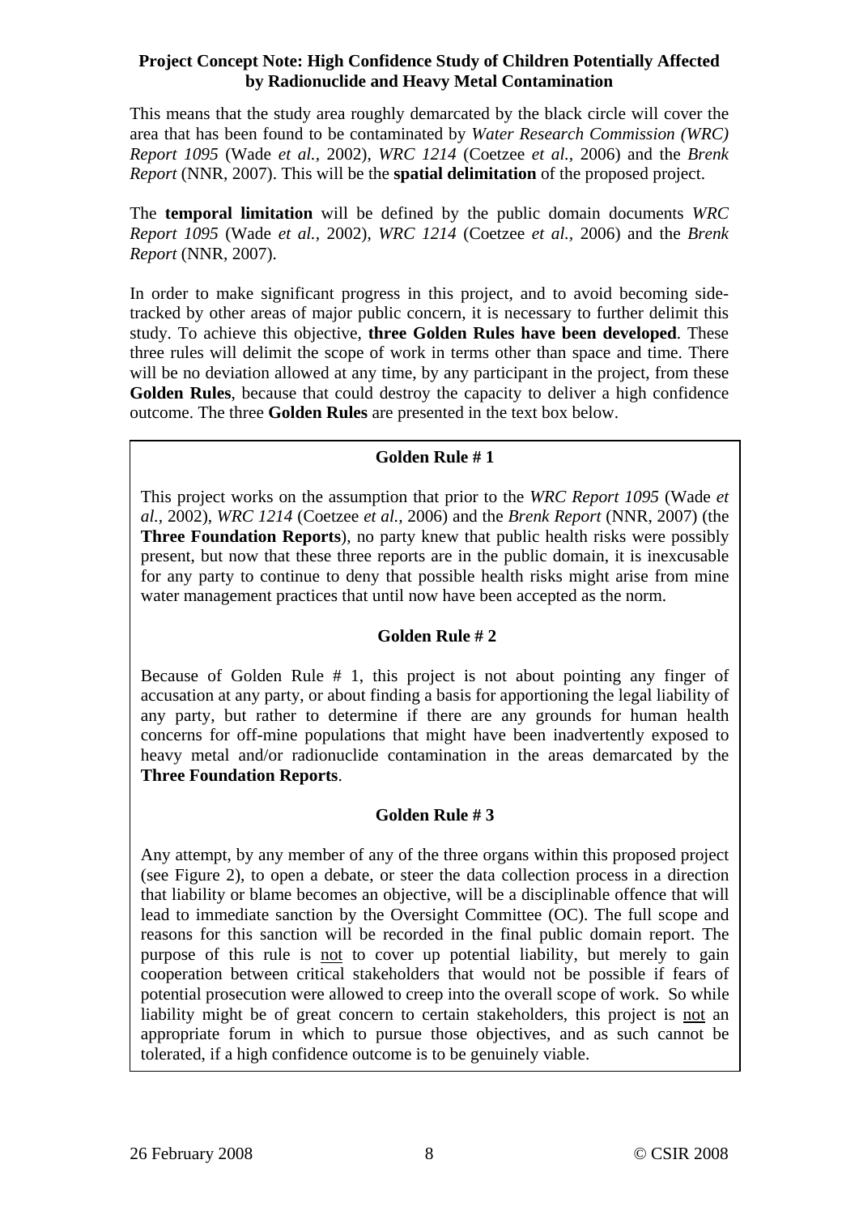This means that the study area roughly demarcated by the black circle will cover the area that has been found to be contaminated by *Water Research Commission (WRC) Report 1095* (Wade *et al.,* 2002), *WRC 1214* (Coetzee *et al.,* 2006) and the *Brenk Report* (NNR, 2007). This will be the **spatial delimitation** of the proposed project.

The **temporal limitation** will be defined by the public domain documents *WRC Report 1095* (Wade *et al.,* 2002), *WRC 1214* (Coetzee *et al.,* 2006) and the *Brenk Report* (NNR, 2007).

In order to make significant progress in this project, and to avoid becoming side-tracked by other areas of major public concern, it is necessary to further delimit this study. To achieve this objective, **three Golden Rules have been developed**. These three rules will delimit the scope of work in terms other than space and time. There will be no deviation allowed at any time, by any participant in the project, from these **Golden Rules**, because that could destroy the capacity to deliver a high confidence outcome. The three **Golden Rules** are presented in the text box below.

**Golden Rule # 1**

This project works on the assumption that prior to the *WRC Report 1095* (Wade *et al.,* 2002), *WRC 1214* (Coetzee *et al.,* 2006) and the *Brenk Report* (NNR, 2007) (the **Three Foundation Reports**), no party knew that public health risks were possibly present, but now that these three reports are in the public domain, it is inexcusable for any party to continue to deny that possible health risks might arise from mine water management practices that until now have been accepted as the norm.

**Golden Rule # 2**

Because of Golden Rule # 1, this project is not about pointing any finger of accusation at any party, or about finding a basis for apportioning the legal liability of any party, but rather to determine if there are any grounds for human health concerns for off-mine populations that might have been inadvertently exposed to heavy metal and/or radionuclide contamination in the areas demarcated by the **Three Foundation Reports**.

**Golden Rule # 3**

Any attempt, by any member of any of the three organs within this proposed project (see Figure 2), to open a debate, or steer the data collection process in a direction that liability or blame becomes an objective, will be a disciplinable offence that will lead to immediate sanction by the Oversight Committee (OC). The full scope and reasons for this sanction will be recorded in the final public domain report. The purpose of this rule is <u>not</u> to cover up potential liability, but merely to gain cooperation between critical stakeholders that would not be possible if fears of potential prosecution were allowed to creep into the overall scope of work. So while liability might be of great concern to certain stakeholders, this project is <u>not</u> an appropriate forum in which to pursue those objectives, and as such cannot be tolerated, if a high confidence outcome is to be genuinely viable.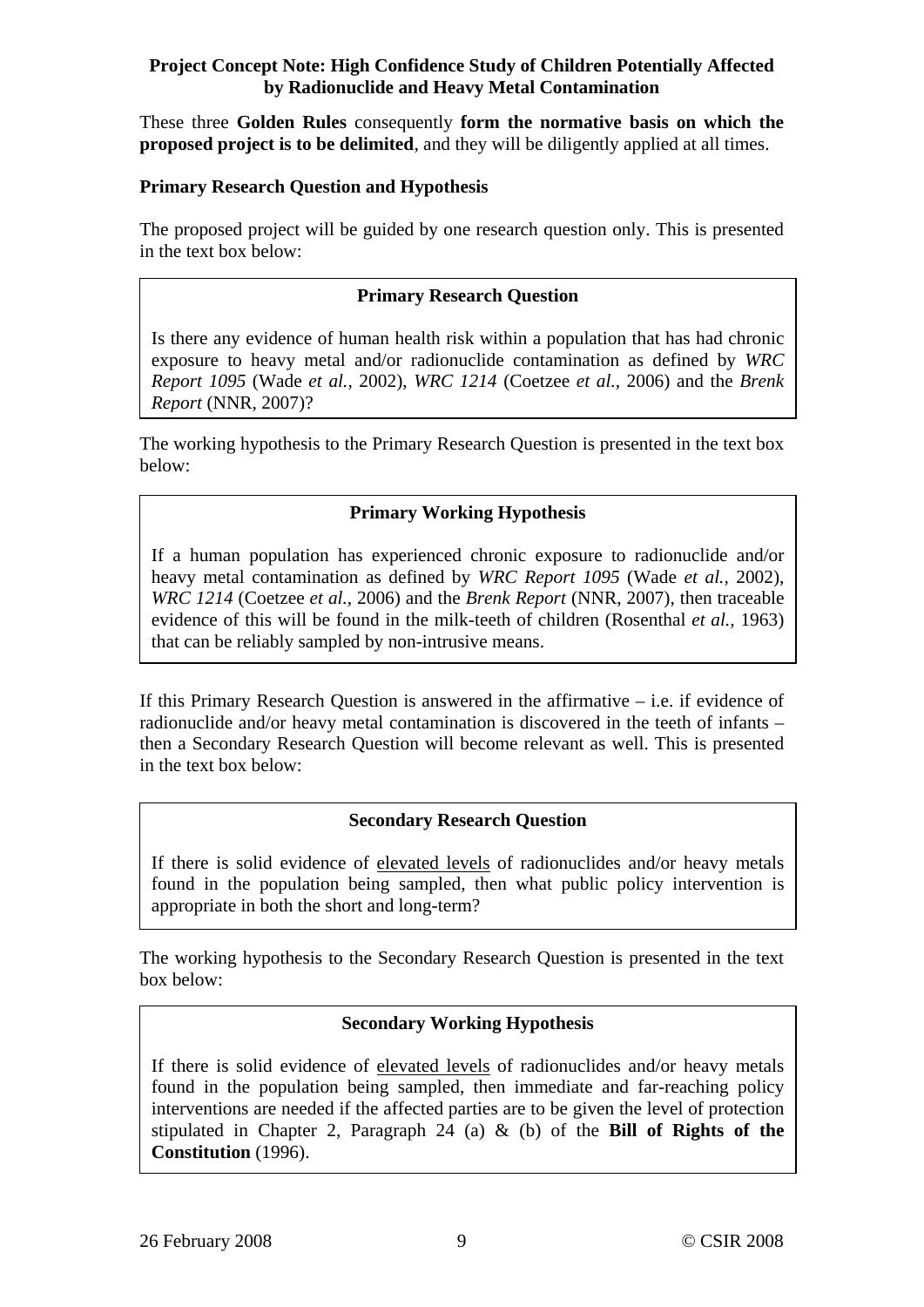These three **Golden Rules** consequently **form the normative basis on which the proposed project is to be delimited**, and they will be diligently applied at all times.

### Primary Research Question and Hypothesis

The proposed project will be guided by one research question only. This is presented in the text box below:

> **Primary Research Question**
>
> Is there any evidence of human health risk within a population that has had chronic exposure to heavy metal and/or radionuclide contamination as defined by *WRC Report 1095* (Wade *et al.*, 2002), *WRC 1214* (Coetzee *et al.*, 2006) and the *Brenk Report* (NNR, 2007)?

The working hypothesis to the Primary Research Question is presented in the text box below:

> **Primary Working Hypothesis**
>
> If a human population has experienced chronic exposure to radionuclide and/or heavy metal contamination as defined by *WRC Report 1095* (Wade *et al.*, 2002), *WRC 1214* (Coetzee *et al.*, 2006) and the *Brenk Report* (NNR, 2007), then traceable evidence of this will be found in the milk-teeth of children (Rosenthal *et al.*, 1963) that can be reliably sampled by non-intrusive means.

If this Primary Research Question is answered in the affirmative – i.e. if evidence of radionuclide and/or heavy metal contamination is discovered in the teeth of infants – then a Secondary Research Question will become relevant as well. This is presented in the text box below:

> **Secondary Research Question**
>
> If there is solid evidence of elevated levels of radionuclides and/or heavy metals found in the population being sampled, then what public policy intervention is appropriate in both the short and long-term?

The working hypothesis to the Secondary Research Question is presented in the text box below:

> **Secondary Working Hypothesis**
>
> If there is solid evidence of elevated levels of radionuclides and/or heavy metals found in the population being sampled, then immediate and far-reaching policy interventions are needed if the affected parties are to be given the level of protection stipulated in Chapter 2, Paragraph 24 (a) & (b) of the **Bill of Rights of the Constitution** (1996).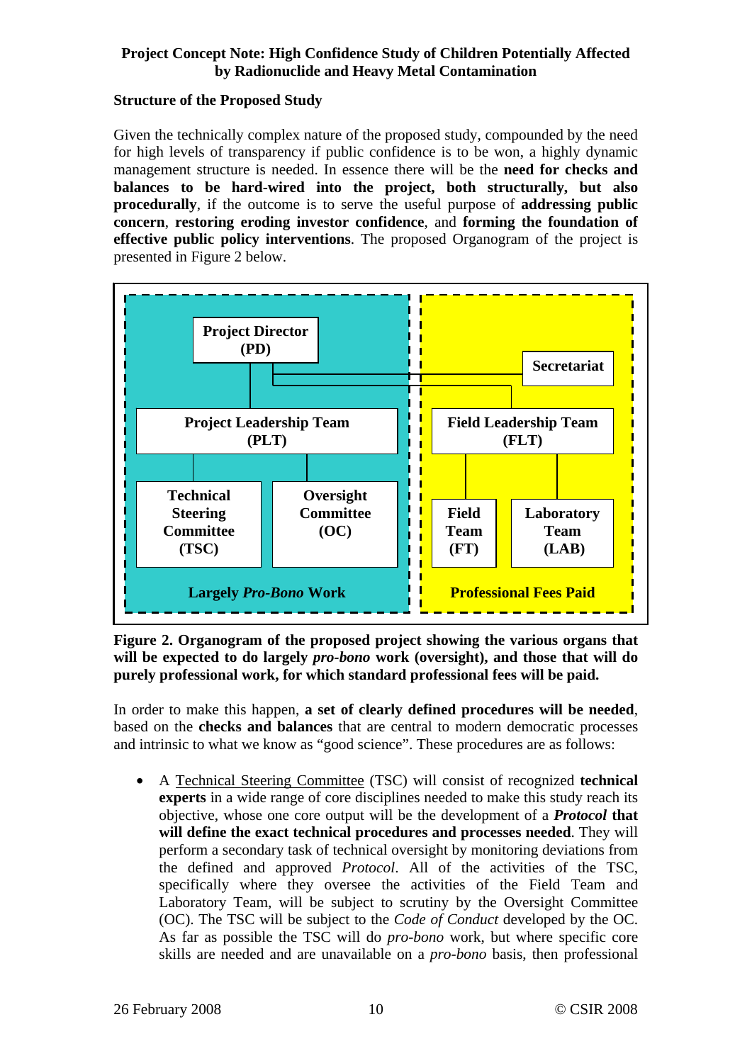**Project Concept Note: High Confidence Study of Children Potentially Affected by Radionuclide and Heavy Metal Contamination**

**Structure of the Proposed Study**

Given the technically complex nature of the proposed study, compounded by the need for high levels of transparency if public confidence is to be won, a highly dynamic management structure is needed. In essence there will be the **need for checks and balances to be hard-wired into the project, both structurally, but also procedurally**, if the outcome is to serve the useful purpose of **addressing public concern**, **restoring eroding investor confidence**, and **forming the foundation of effective public policy interventions**. The proposed Organogram of the project is presented in Figure 2 below.

Project Director (PD)

Secretariat

Project Leadership Team (PLT)

Field Leadership Team (FLT)

Technical Steering Committee (TSC)

Oversight Committee (OC)

Field Team (FT)

Laboratory Team (LAB)

Largely *Pro-Bono* Work

Professional Fees Paid

**Figure 2. Organogram of the proposed project showing the various organs that will be expected to do largely *pro-bono* work (oversight), and those that will do purely professional work, for which standard professional fees will be paid.**

In order to make this happen, **a set of clearly defined procedures will be needed**, based on the **checks and balances** that are central to modern democratic processes and intrinsic to what we know as "good science". These procedures are as follows:

- A Technical Steering Committee (TSC) will consist of recognized **technical experts** in a wide range of core disciplines needed to make this study reach its objective, whose one core output will be the development of a ***Protocol* that will define the exact technical procedures and processes needed**. They will perform a secondary task of technical oversight by monitoring deviations from the defined and approved *Protocol*. All of the activities of the TSC, specifically where they oversee the activities of the Field Team and Laboratory Team, will be subject to scrutiny by the Oversight Committee (OC). The TSC will be subject to the *Code of Conduct* developed by the OC. As far as possible the TSC will do *pro-bono* work, but where specific core skills are needed and are unavailable on a *pro-bono* basis, then professional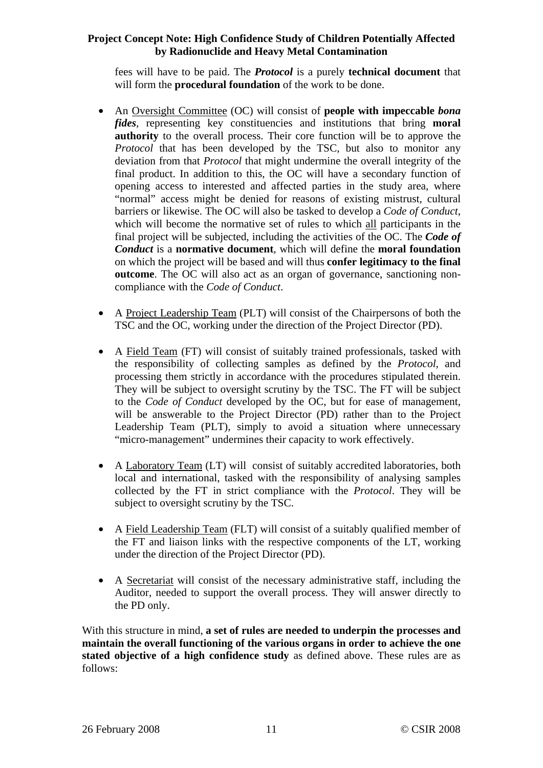fees will have to be paid. The ***Protocol*** is a purely **technical document** that will form the **procedural foundation** of the work to be done.

- An Oversight Committee (OC) will consist of **people with impeccable *bona fides***, representing key constituencies and institutions that bring **moral authority** to the overall process. Their core function will be to approve the *Protocol* that has been developed by the TSC, but also to monitor any deviation from that *Protocol* that might undermine the overall integrity of the final product. In addition to this, the OC will have a secondary function of opening access to interested and affected parties in the study area, where "normal" access might be denied for reasons of existing mistrust, cultural barriers or likewise. The OC will also be tasked to develop a *Code of Conduct*, which will become the normative set of rules to which all participants in the final project will be subjected, including the activities of the OC. The ***Code of Conduct*** is a **normative document**, which will define the **moral foundation** on which the project will be based and will thus **confer legitimacy to the final outcome**. The OC will also act as an organ of governance, sanctioning non-compliance with the *Code of Conduct*.

- A Project Leadership Team (PLT) will consist of the Chairpersons of both the TSC and the OC, working under the direction of the Project Director (PD).

- A Field Team (FT) will consist of suitably trained professionals, tasked with the responsibility of collecting samples as defined by the *Protocol*, and processing them strictly in accordance with the procedures stipulated therein. They will be subject to oversight scrutiny by the TSC. The FT will be subject to the *Code of Conduct* developed by the OC, but for ease of management, will be answerable to the Project Director (PD) rather than to the Project Leadership Team (PLT), simply to avoid a situation where unnecessary "micro-management" undermines their capacity to work effectively.

- A Laboratory Team (LT) will consist of suitably accredited laboratories, both local and international, tasked with the responsibility of analysing samples collected by the FT in strict compliance with the *Protocol*. They will be subject to oversight scrutiny by the TSC.

- A Field Leadership Team (FLT) will consist of a suitably qualified member of the FT and liaison links with the respective components of the LT, working under the direction of the Project Director (PD).

- A Secretariat will consist of the necessary administrative staff, including the Auditor, needed to support the overall process. They will answer directly to the PD only.

With this structure in mind, **a set of rules are needed to underpin the processes and maintain the overall functioning of the various organs in order to achieve the one stated objective of a high confidence study** as defined above. These rules are as follows: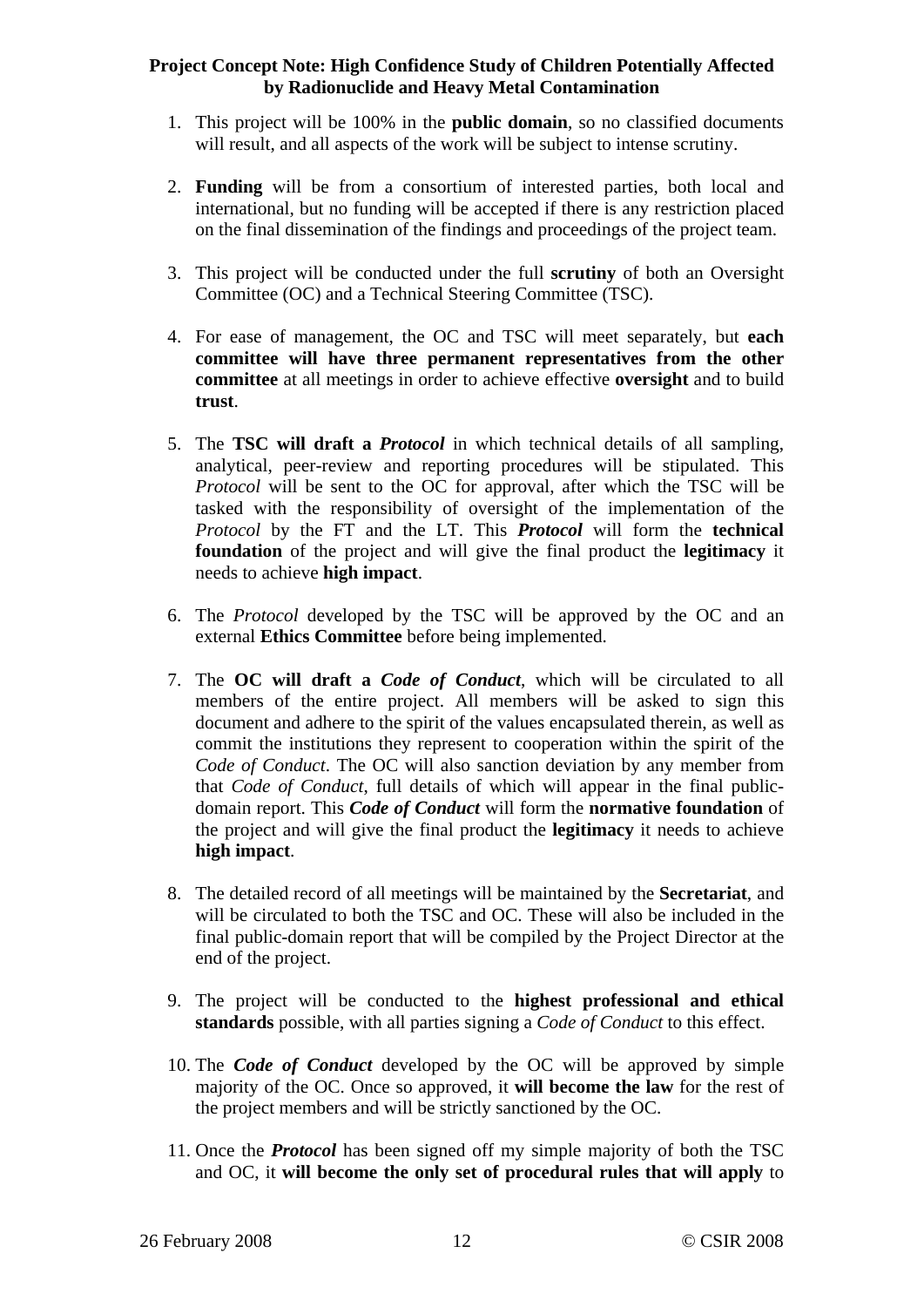**Project Concept Note: High Confidence Study of Children Potentially Affected by Radionuclide and Heavy Metal Contamination**

1. This project will be 100% in the **public domain**, so no classified documents will result, and all aspects of the work will be subject to intense scrutiny.

2. **Funding** will be from a consortium of interested parties, both local and international, but no funding will be accepted if there is any restriction placed on the final dissemination of the findings and proceedings of the project team.

3. This project will be conducted under the full **scrutiny** of both an Oversight Committee (OC) and a Technical Steering Committee (TSC).

4. For ease of management, the OC and TSC will meet separately, but **each committee will have three permanent representatives from the other committee** at all meetings in order to achieve effective **oversight** and to build **trust**.

5. The **TSC will draft a** ***Protocol*** in which technical details of all sampling, analytical, peer-review and reporting procedures will be stipulated. This *Protocol* will be sent to the OC for approval, after which the TSC will be tasked with the responsibility of oversight of the implementation of the *Protocol* by the FT and the LT. This ***Protocol*** will form the **technical foundation** of the project and will give the final product the **legitimacy** it needs to achieve **high impact**.

6. The *Protocol* developed by the TSC will be approved by the OC and an external **Ethics Committee** before being implemented.

7. The **OC will draft a** ***Code of Conduct***, which will be circulated to all members of the entire project. All members will be asked to sign this document and adhere to the spirit of the values encapsulated therein, as well as commit the institutions they represent to cooperation within the spirit of the *Code of Conduct*. The OC will also sanction deviation by any member from that *Code of Conduct*, full details of which will appear in the final public-domain report. This ***Code of Conduct*** will form the **normative foundation** of the project and will give the final product the **legitimacy** it needs to achieve **high impact**.

8. The detailed record of all meetings will be maintained by the **Secretariat**, and will be circulated to both the TSC and OC. These will also be included in the final public-domain report that will be compiled by the Project Director at the end of the project.

9. The project will be conducted to the **highest professional and ethical standards** possible, with all parties signing a *Code of Conduct* to this effect.

10. The ***Code of Conduct*** developed by the OC will be approved by simple majority of the OC. Once so approved, it **will become the law** for the rest of the project members and will be strictly sanctioned by the OC.

11. Once the ***Protocol*** has been signed off my simple majority of both the TSC and OC, it **will become the only set of procedural rules that will apply** to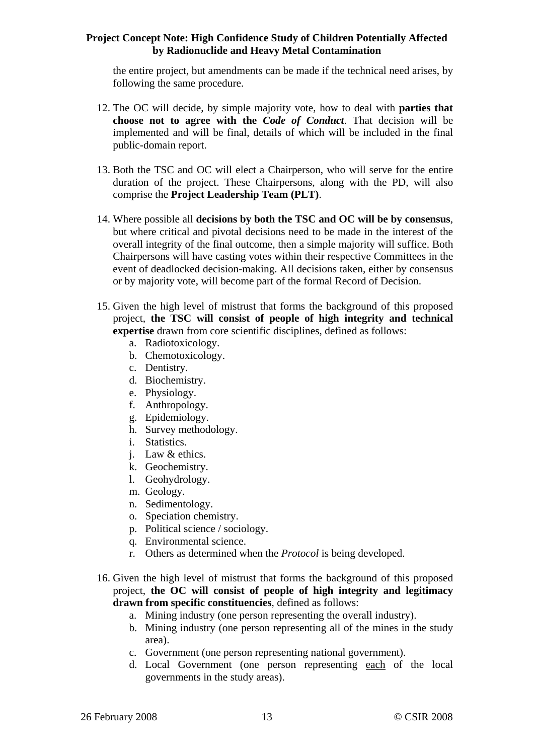the entire project, but amendments can be made if the technical need arises, by following the same procedure.

12. The OC will decide, by simple majority vote, how to deal with **parties that choose not to agree with the *Code of Conduct***. That decision will be implemented and will be final, details of which will be included in the final public-domain report.

13. Both the TSC and OC will elect a Chairperson, who will serve for the entire duration of the project. These Chairpersons, along with the PD, will also comprise the **Project Leadership Team (PLT)**.

14. Where possible all **decisions by both the TSC and OC will be by consensus**, but where critical and pivotal decisions need to be made in the interest of the overall integrity of the final outcome, then a simple majority will suffice. Both Chairpersons will have casting votes within their respective Committees in the event of deadlocked decision-making. All decisions taken, either by consensus or by majority vote, will become part of the formal Record of Decision.

15. Given the high level of mistrust that forms the background of this proposed project, **the TSC will consist of people of high integrity and technical expertise** drawn from core scientific disciplines, defined as follows:
    a. Radiotoxicology.
    b. Chemotoxicology.
    c. Dentistry.
    d. Biochemistry.
    e. Physiology.
    f. Anthropology.
    g. Epidemiology.
    h. Survey methodology.
    i. Statistics.
    j. Law & ethics.
    k. Geochemistry.
    l. Geohydrology.
    m. Geology.
    n. Sedimentology.
    o. Speciation chemistry.
    p. Political science / sociology.
    q. Environmental science.
    r. Others as determined when the *Protocol* is being developed.

16. Given the high level of mistrust that forms the background of this proposed project, **the OC will consist of people of high integrity and legitimacy drawn from specific constituencies**, defined as follows:
    a. Mining industry (one person representing the overall industry).
    b. Mining industry (one person representing all of the mines in the study area).
    c. Government (one person representing national government).
    d. Local Government (one person representing each of the local governments in the study areas).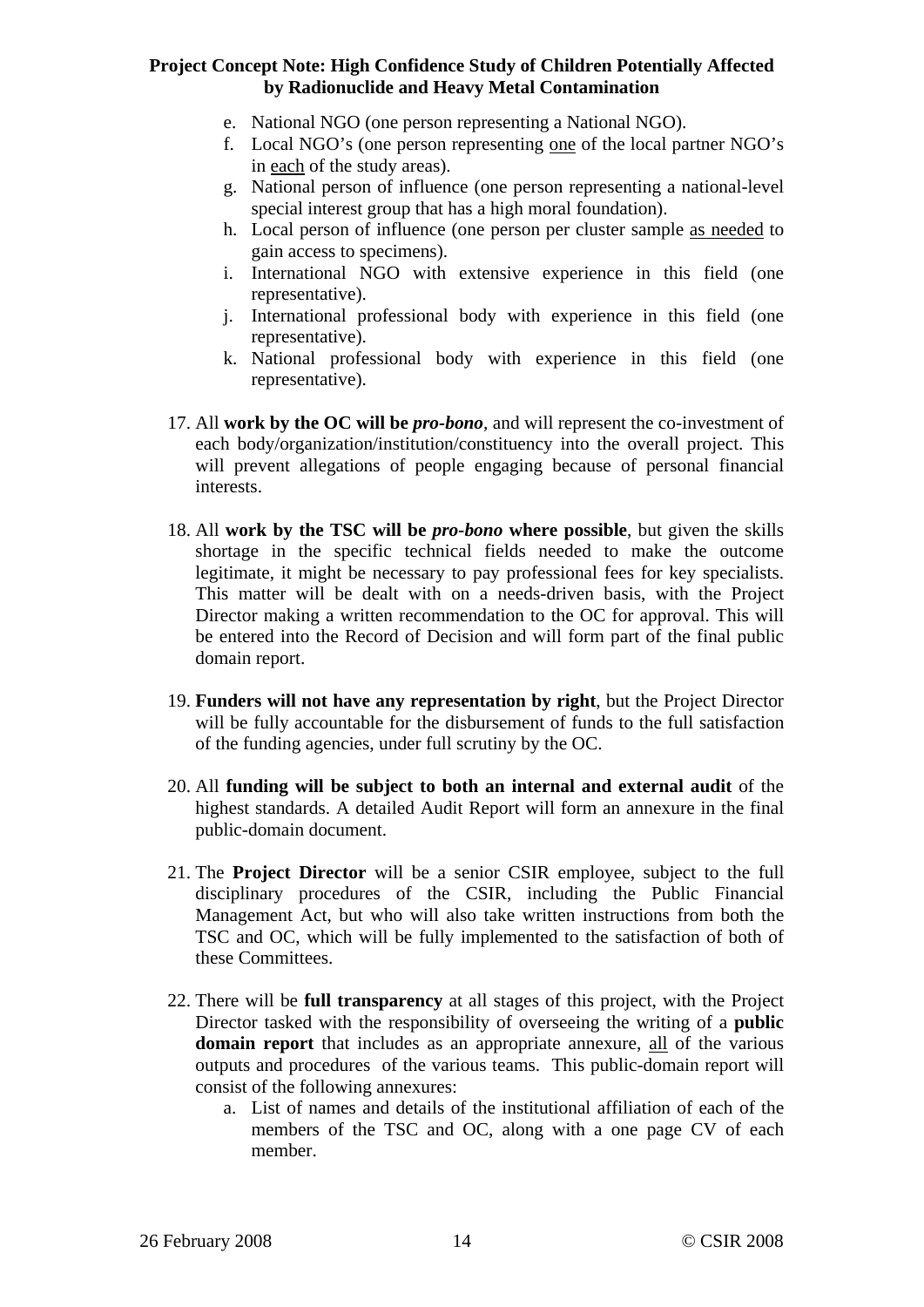e. National NGO (one person representing a National NGO).
f. Local NGO's (one person representing <u>one</u> of the local partner NGO's in <u>each</u> of the study areas).
g. National person of influence (one person representing a national-level special interest group that has a high moral foundation).
h. Local person of influence (one person per cluster sample <u>as needed</u> to gain access to specimens).
i. International NGO with extensive experience in this field (one representative).
j. International professional body with experience in this field (one representative).
k. National professional body with experience in this field (one representative).

17. All **work by the OC will be *pro-bono***, and will represent the co-investment of each body/organization/institution/constituency into the overall project. This will prevent allegations of people engaging because of personal financial interests.

18. All **work by the TSC will be *pro-bono* where possible**, but given the skills shortage in the specific technical fields needed to make the outcome legitimate, it might be necessary to pay professional fees for key specialists. This matter will be dealt with on a needs-driven basis, with the Project Director making a written recommendation to the OC for approval. This will be entered into the Record of Decision and will form part of the final public domain report.

19. **Funders will not have any representation by right**, but the Project Director will be fully accountable for the disbursement of funds to the full satisfaction of the funding agencies, under full scrutiny by the OC.

20. All **funding will be subject to both an internal and external audit** of the highest standards. A detailed Audit Report will form an annexure in the final public-domain document.

21. The **Project Director** will be a senior CSIR employee, subject to the full disciplinary procedures of the CSIR, including the Public Financial Management Act, but who will also take written instructions from both the TSC and OC, which will be fully implemented to the satisfaction of both of these Committees.

22. There will be **full transparency** at all stages of this project, with the Project Director tasked with the responsibility of overseeing the writing of a **public domain report** that includes as an appropriate annexure, <u>all</u> of the various outputs and procedures of the various teams. This public-domain report will consist of the following annexures:
    a. List of names and details of the institutional affiliation of each of the members of the TSC and OC, along with a one page CV of each member.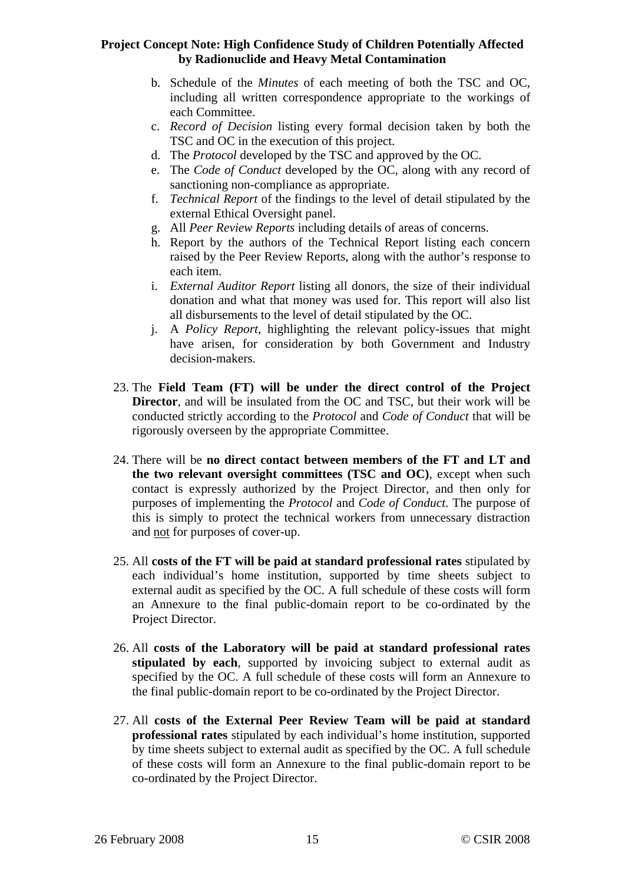b. Schedule of the *Minutes* of each meeting of both the TSC and OC, including all written correspondence appropriate to the workings of each Committee.
c. *Record of Decision* listing every formal decision taken by both the TSC and OC in the execution of this project.
d. The *Protocol* developed by the TSC and approved by the OC.
e. The *Code of Conduct* developed by the OC, along with any record of sanctioning non-compliance as appropriate.
f. *Technical Report* of the findings to the level of detail stipulated by the external Ethical Oversight panel.
g. All *Peer Review Reports* including details of areas of concerns.
h. Report by the authors of the Technical Report listing each concern raised by the Peer Review Reports, along with the author's response to each item.
i. *External Auditor Report* listing all donors, the size of their individual donation and what that money was used for. This report will also list all disbursements to the level of detail stipulated by the OC.
j. A *Policy Report*, highlighting the relevant policy-issues that might have arisen, for consideration by both Government and Industry decision-makers.

23. The **Field Team (FT) will be under the direct control of the Project Director**, and will be insulated from the OC and TSC, but their work will be conducted strictly according to the *Protocol* and *Code of Conduct* that will be rigorously overseen by the appropriate Committee.

24. There will be **no direct contact between members of the FT and LT and the two relevant oversight committees (TSC and OC)**, except when such contact is expressly authorized by the Project Director, and then only for purposes of implementing the *Protocol* and *Code of Conduct*. The purpose of this is simply to protect the technical workers from unnecessary distraction and <u>not</u> for purposes of cover-up.

25. All **costs of the FT will be paid at standard professional rates** stipulated by each individual's home institution, supported by time sheets subject to external audit as specified by the OC. A full schedule of these costs will form an Annexure to the final public-domain report to be co-ordinated by the Project Director.

26. All **costs of the Laboratory will be paid at standard professional rates stipulated by each**, supported by invoicing subject to external audit as specified by the OC. A full schedule of these costs will form an Annexure to the final public-domain report to be co-ordinated by the Project Director.

27. All **costs of the External Peer Review Team will be paid at standard professional rates** stipulated by each individual's home institution, supported by time sheets subject to external audit as specified by the OC. A full schedule of these costs will form an Annexure to the final public-domain report to be co-ordinated by the Project Director.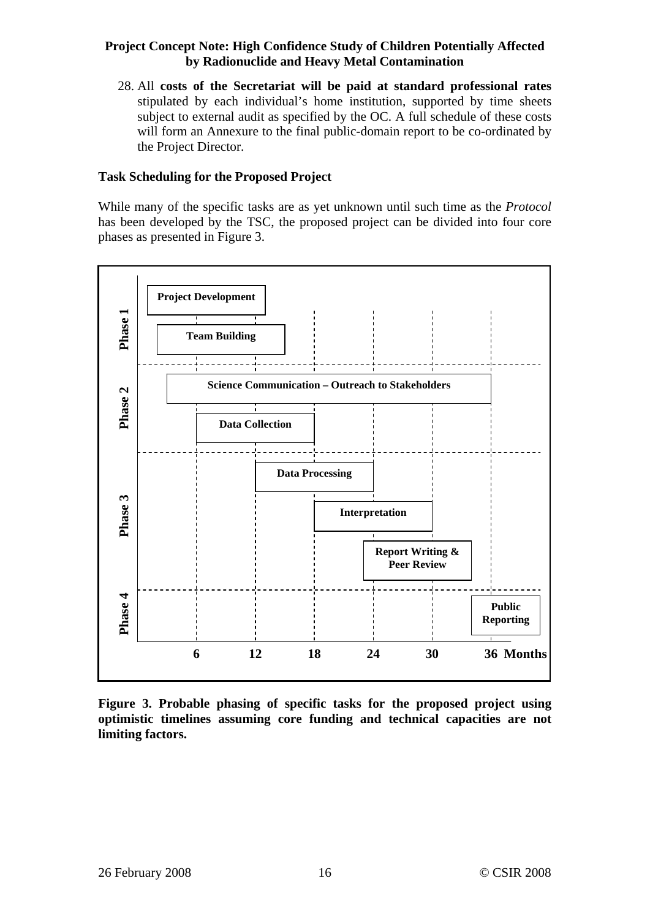28. All **costs of the Secretariat will be paid at standard professional rates** stipulated by each individual's home institution, supported by time sheets subject to external audit as specified by the OC. A full schedule of these costs will form an Annexure to the final public-domain report to be co-ordinated by the Project Director.

**Task Scheduling for the Proposed Project**

While many of the specific tasks are as yet unknown until such time as the *Protocol* has been developed by the TSC, the proposed project can be divided into four core phases as presented in Figure 3.

| Phase | Task |
|---|---|
| Phase 1 | Project Development |
| Phase 1 | Team Building |
| Phase 2 | Science Communication – Outreach to Stakeholders |
| Phase 2 | Data Collection |
| Phase 3 | Data Processing |
| Phase 3 | Interpretation |
| Phase 3 | Report Writing & Peer Review |
| Phase 4 | Public Reporting |

Time axis: 6, 12, 18, 24, 30, 36 Months

**Figure 3. Probable phasing of specific tasks for the proposed project using optimistic timelines assuming core funding and technical capacities are not limiting factors.**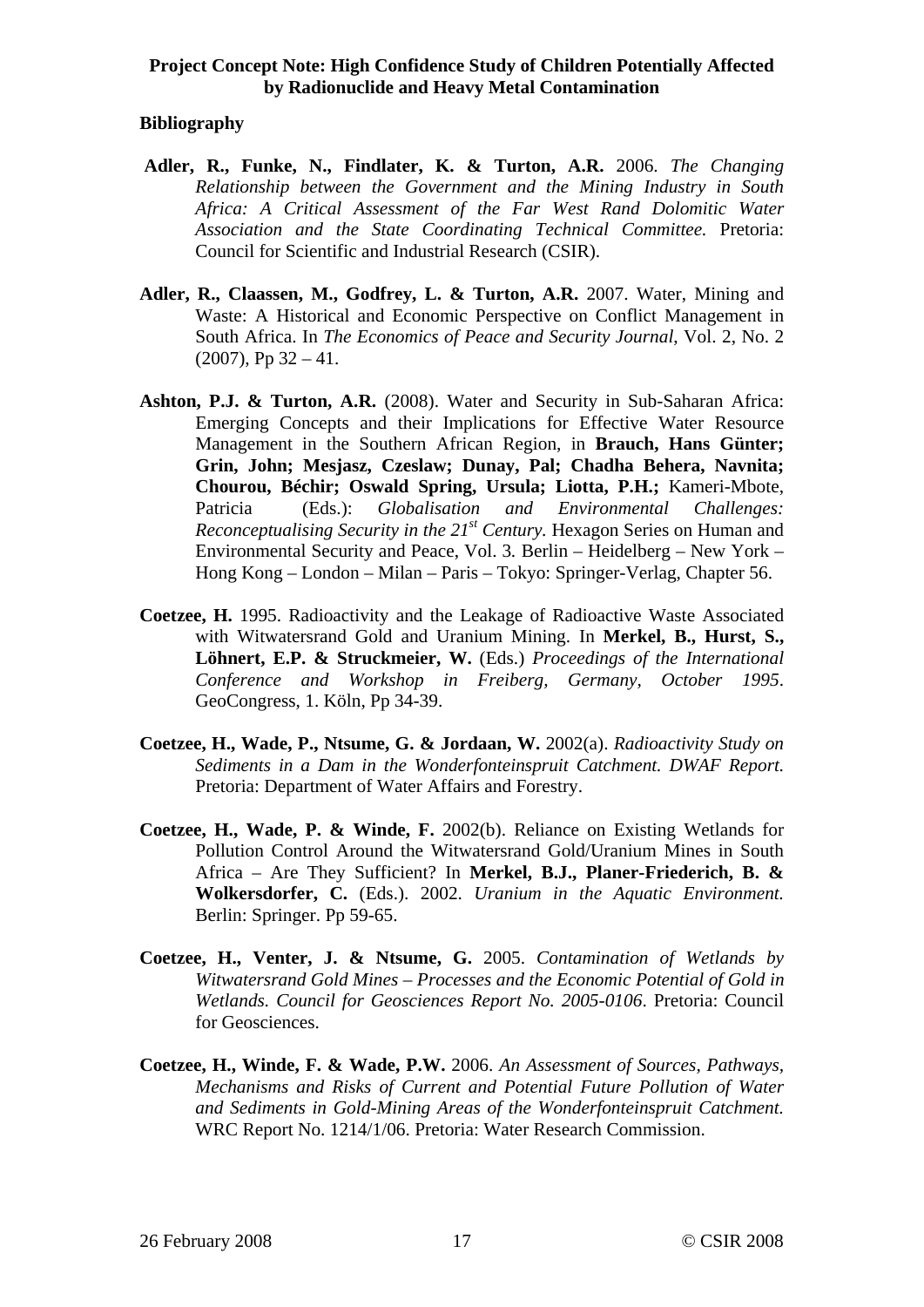**Bibliography**

**Adler, R., Funke, N., Findlater, K. & Turton, A.R.** 2006. *The Changing Relationship between the Government and the Mining Industry in South Africa: A Critical Assessment of the Far West Rand Dolomitic Water Association and the State Coordinating Technical Committee.* Pretoria: Council for Scientific and Industrial Research (CSIR).

**Adler, R., Claassen, M., Godfrey, L. & Turton, A.R.** 2007. Water, Mining and Waste: A Historical and Economic Perspective on Conflict Management in South Africa. In *The Economics of Peace and Security Journal*, Vol. 2, No. 2 (2007), Pp 32 – 41.

**Ashton, P.J. & Turton, A.R.** (2008). Water and Security in Sub-Saharan Africa: Emerging Concepts and their Implications for Effective Water Resource Management in the Southern African Region, in **Brauch, Hans Günter; Grin, John; Mesjasz, Czeslaw; Dunay, Pal; Chadha Behera, Navnita; Chourou, Béchir; Oswald Spring, Ursula; Liotta, P.H.;** Kameri-Mbote, Patricia (Eds.): *Globalisation and Environmental Challenges: Reconceptualising Security in the 21st Century.* Hexagon Series on Human and Environmental Security and Peace, Vol. 3. Berlin – Heidelberg – New York – Hong Kong – London – Milan – Paris – Tokyo: Springer-Verlag, Chapter 56.

**Coetzee, H.** 1995. Radioactivity and the Leakage of Radioactive Waste Associated with Witwatersrand Gold and Uranium Mining. In **Merkel, B., Hurst, S., Löhnert, E.P. & Struckmeier, W.** (Eds.) *Proceedings of the International Conference and Workshop in Freiberg, Germany, October 1995*. GeoCongress, 1. Köln, Pp 34-39.

**Coetzee, H., Wade, P., Ntsume, G. & Jordaan, W.** 2002(a). *Radioactivity Study on Sediments in a Dam in the Wonderfonteinspruit Catchment. DWAF Report.* Pretoria: Department of Water Affairs and Forestry.

**Coetzee, H., Wade, P. & Winde, F.** 2002(b). Reliance on Existing Wetlands for Pollution Control Around the Witwatersrand Gold/Uranium Mines in South Africa – Are They Sufficient? In **Merkel, B.J., Planer-Friederich, B. & Wolkersdorfer, C.** (Eds.). 2002. *Uranium in the Aquatic Environment.* Berlin: Springer. Pp 59-65.

**Coetzee, H., Venter, J. & Ntsume, G.** 2005. *Contamination of Wetlands by Witwatersrand Gold Mines – Processes and the Economic Potential of Gold in Wetlands. Council for Geosciences Report No. 2005-0106*. Pretoria: Council for Geosciences.

**Coetzee, H., Winde, F. & Wade, P.W.** 2006. *An Assessment of Sources, Pathways, Mechanisms and Risks of Current and Potential Future Pollution of Water and Sediments in Gold-Mining Areas of the Wonderfonteinspruit Catchment.* WRC Report No. 1214/1/06. Pretoria: Water Research Commission.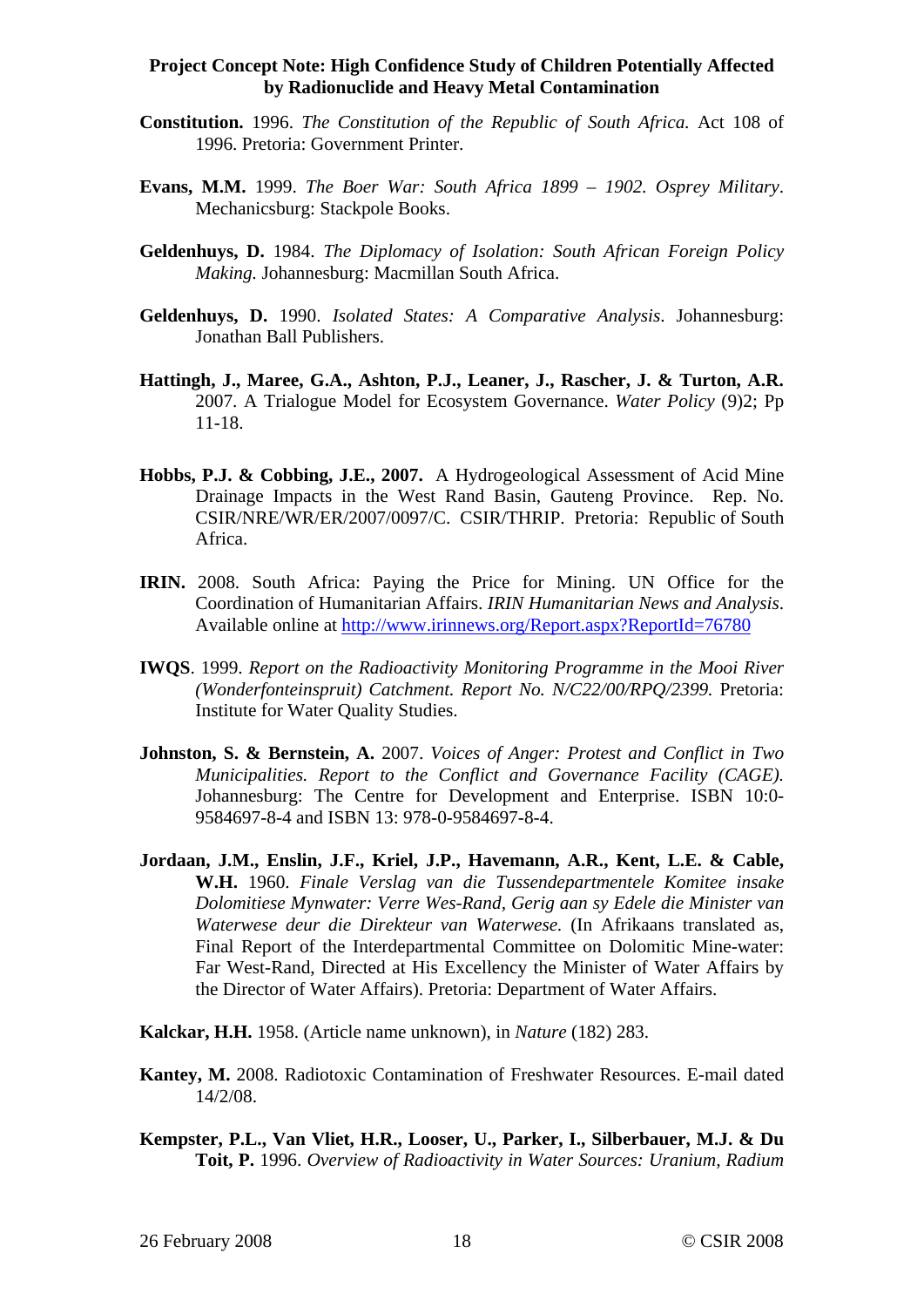**Constitution.** 1996. *The Constitution of the Republic of South Africa.* Act 108 of 1996. Pretoria: Government Printer.

**Evans, M.M.** 1999. *The Boer War: South Africa 1899 – 1902. Osprey Military*. Mechanicsburg: Stackpole Books.

**Geldenhuys, D.** 1984. *The Diplomacy of Isolation: South African Foreign Policy Making.* Johannesburg: Macmillan South Africa.

**Geldenhuys, D.** 1990. *Isolated States: A Comparative Analysis*. Johannesburg: Jonathan Ball Publishers.

**Hattingh, J., Maree, G.A., Ashton, P.J., Leaner, J., Rascher, J. & Turton, A.R.** 2007. A Trialogue Model for Ecosystem Governance. *Water Policy* (9)2; Pp 11-18.

**Hobbs, P.J. & Cobbing, J.E., 2007.** A Hydrogeological Assessment of Acid Mine Drainage Impacts in the West Rand Basin, Gauteng Province. Rep. No. CSIR/NRE/WR/ER/2007/0097/C. CSIR/THRIP. Pretoria: Republic of South Africa.

**IRIN.** 2008. South Africa: Paying the Price for Mining. UN Office for the Coordination of Humanitarian Affairs. *IRIN Humanitarian News and Analysis*. Available online at http://www.irinnews.org/Report.aspx?ReportId=76780

**IWQS**. 1999. *Report on the Radioactivity Monitoring Programme in the Mooi River (Wonderfonteinspruit) Catchment. Report No. N/C22/00/RPQ/2399.* Pretoria: Institute for Water Quality Studies.

**Johnston, S. & Bernstein, A.** 2007. *Voices of Anger: Protest and Conflict in Two Municipalities. Report to the Conflict and Governance Facility (CAGE).* Johannesburg: The Centre for Development and Enterprise. ISBN 10:0-9584697-8-4 and ISBN 13: 978-0-9584697-8-4.

**Jordaan, J.M., Enslin, J.F., Kriel, J.P., Havemann, A.R., Kent, L.E. & Cable, W.H.** 1960. *Finale Verslag van die Tussendepartmentele Komitee insake Dolomitiese Mynwater: Verre Wes-Rand, Gerig aan sy Edele die Minister van Waterwese deur die Direkteur van Waterwese.* (In Afrikaans translated as, Final Report of the Interdepartmental Committee on Dolomitic Mine-water: Far West-Rand, Directed at His Excellency the Minister of Water Affairs by the Director of Water Affairs). Pretoria: Department of Water Affairs.

**Kalckar, H.H.** 1958. (Article name unknown), in *Nature* (182) 283.

**Kantey, M.** 2008. Radiotoxic Contamination of Freshwater Resources. E-mail dated 14/2/08.

**Kempster, P.L., Van Vliet, H.R., Looser, U., Parker, I., Silberbauer, M.J. & Du Toit, P.** 1996. *Overview of Radioactivity in Water Sources: Uranium, Radium*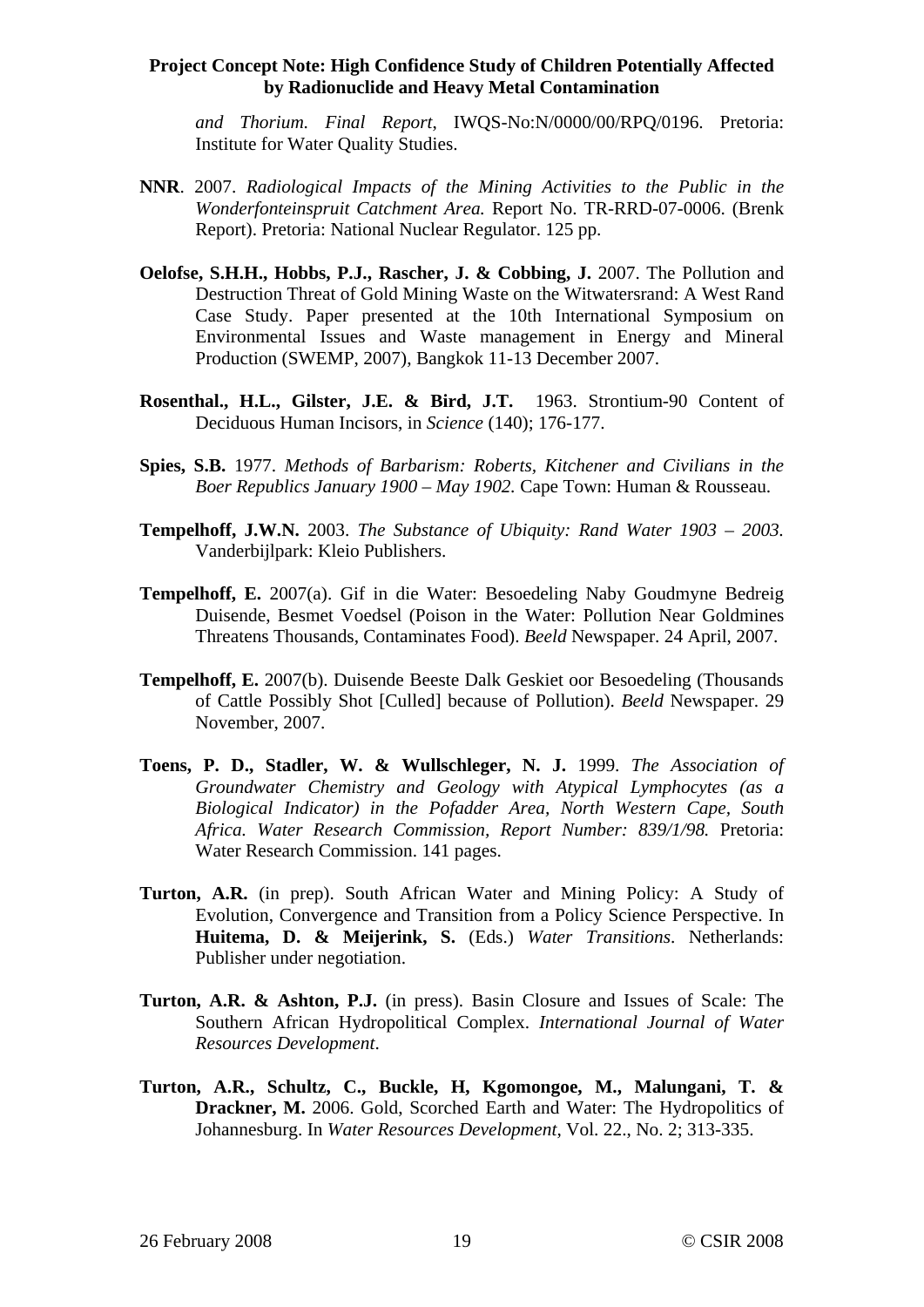*and Thorium. Final Report*, IWQS-No:N/0000/00/RPQ/0196. Pretoria: Institute for Water Quality Studies.

**NNR**. 2007. *Radiological Impacts of the Mining Activities to the Public in the Wonderfonteinspruit Catchment Area.* Report No. TR-RRD-07-0006. (Brenk Report). Pretoria: National Nuclear Regulator. 125 pp.

**Oelofse, S.H.H., Hobbs, P.J., Rascher, J. & Cobbing, J.** 2007. The Pollution and Destruction Threat of Gold Mining Waste on the Witwatersrand: A West Rand Case Study. Paper presented at the 10th International Symposium on Environmental Issues and Waste management in Energy and Mineral Production (SWEMP, 2007), Bangkok 11-13 December 2007.

**Rosenthal., H.L., Gilster, J.E. & Bird, J.T.** 1963. Strontium-90 Content of Deciduous Human Incisors, in *Science* (140); 176-177.

**Spies, S.B.** 1977. *Methods of Barbarism: Roberts, Kitchener and Civilians in the Boer Republics January 1900 – May 1902.* Cape Town: Human & Rousseau.

**Tempelhoff, J.W.N.** 2003. *The Substance of Ubiquity: Rand Water 1903 – 2003.* Vanderbijlpark: Kleio Publishers.

**Tempelhoff, E.** 2007(a). Gif in die Water: Besoedeling Naby Goudmyne Bedreig Duisende, Besmet Voedsel (Poison in the Water: Pollution Near Goldmines Threatens Thousands, Contaminates Food). *Beeld* Newspaper. 24 April, 2007.

**Tempelhoff, E.** 2007(b). Duisende Beeste Dalk Geskiet oor Besoedeling (Thousands of Cattle Possibly Shot [Culled] because of Pollution). *Beeld* Newspaper. 29 November, 2007.

**Toens, P. D., Stadler, W. & Wullschleger, N. J.** 1999. *The Association of Groundwater Chemistry and Geology with Atypical Lymphocytes (as a Biological Indicator) in the Pofadder Area, North Western Cape, South Africa. Water Research Commission, Report Number: 839/1/98.* Pretoria: Water Research Commission. 141 pages.

**Turton, A.R.** (in prep). South African Water and Mining Policy: A Study of Evolution, Convergence and Transition from a Policy Science Perspective. In **Huitema, D. & Meijerink, S.** (Eds.) *Water Transitions*. Netherlands: Publisher under negotiation.

**Turton, A.R. & Ashton, P.J.** (in press). Basin Closure and Issues of Scale: The Southern African Hydropolitical Complex. *International Journal of Water Resources Development*.

**Turton, A.R., Schultz, C., Buckle, H, Kgomongoe, M., Malungani, T. & Drackner, M.** 2006. Gold, Scorched Earth and Water: The Hydropolitics of Johannesburg. In *Water Resources Development*, Vol. 22., No. 2; 313-335.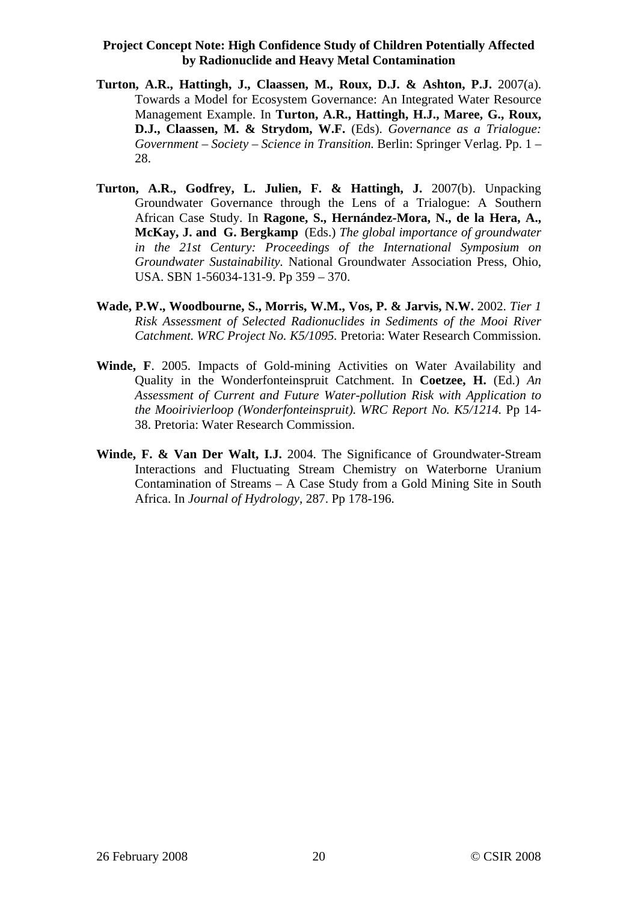**Turton, A.R., Hattingh, J., Claassen, M., Roux, D.J. & Ashton, P.J.** 2007(a). Towards a Model for Ecosystem Governance: An Integrated Water Resource Management Example. In **Turton, A.R., Hattingh, H.J., Maree, G., Roux, D.J., Claassen, M. & Strydom, W.F.** (Eds). *Governance as a Trialogue: Government – Society – Science in Transition.* Berlin: Springer Verlag. Pp. 1 – 28.

**Turton, A.R., Godfrey, L. Julien, F. & Hattingh, J.** 2007(b). Unpacking Groundwater Governance through the Lens of a Trialogue: A Southern African Case Study. In **Ragone, S., Hernández-Mora, N., de la Hera, A., McKay, J. and G. Bergkamp** (Eds.) *The global importance of groundwater in the 21st Century: Proceedings of the International Symposium on Groundwater Sustainability.* National Groundwater Association Press, Ohio, USA. SBN 1-56034-131-9. Pp 359 – 370.

**Wade, P.W., Woodbourne, S., Morris, W.M., Vos, P. & Jarvis, N.W.** 2002. *Tier 1 Risk Assessment of Selected Radionuclides in Sediments of the Mooi River Catchment. WRC Project No. K5/1095.* Pretoria: Water Research Commission.

**Winde, F**. 2005. Impacts of Gold-mining Activities on Water Availability and Quality in the Wonderfonteinspruit Catchment. In **Coetzee, H.** (Ed.) *An Assessment of Current and Future Water-pollution Risk with Application to the Mooirivierloop (Wonderfonteinspruit). WRC Report No. K5/1214.* Pp 14-38. Pretoria: Water Research Commission.

**Winde, F. & Van Der Walt, I.J.** 2004. The Significance of Groundwater-Stream Interactions and Fluctuating Stream Chemistry on Waterborne Uranium Contamination of Streams – A Case Study from a Gold Mining Site in South Africa. In *Journal of Hydrology*, 287. Pp 178-196.